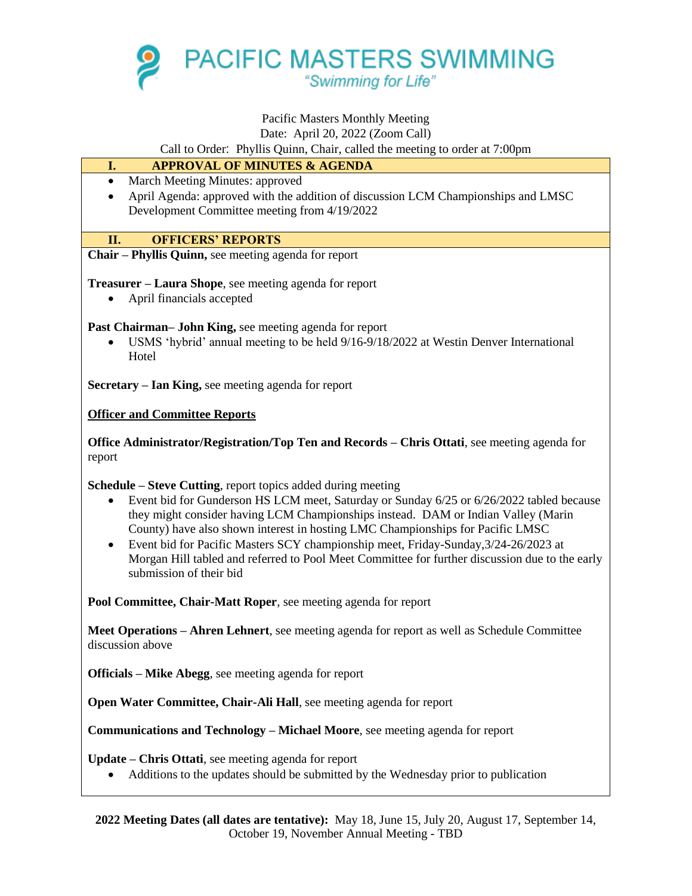# PACIFIC MASTERS SWIMMING

*"Swimming for Life"*

Pacific Masters Monthly Meeting
Date: April 20, 2022 (Zoom Call)
Call to Order: Phyllis Quinn, Chair, called the meeting to order at 7:00pm

## I. APPROVAL OF MINUTES & AGENDA

- March Meeting Minutes: approved
- April Agenda: approved with the addition of discussion LCM Championships and LMSC Development Committee meeting from 4/19/2022

## II. OFFICERS' REPORTS

**Chair – Phyllis Quinn,** see meeting agenda for report

**Treasurer – Laura Shope**, see meeting agenda for report

- April financials accepted

**Past Chairman– John King,** see meeting agenda for report

- USMS 'hybrid' annual meeting to be held 9/16-9/18/2022 at Westin Denver International Hotel

**Secretary – Ian King,** see meeting agenda for report

**Officer and Committee Reports**

**Office Administrator/Registration/Top Ten and Records – Chris Ottati**, see meeting agenda for report

**Schedule – Steve Cutting**, report topics added during meeting

- Event bid for Gunderson HS LCM meet, Saturday or Sunday 6/25 or 6/26/2022 tabled because they might consider having LCM Championships instead. DAM or Indian Valley (Marin County) have also shown interest in hosting LMC Championships for Pacific LMSC
- Event bid for Pacific Masters SCY championship meet, Friday-Sunday,3/24-26/2023 at Morgan Hill tabled and referred to Pool Meet Committee for further discussion due to the early submission of their bid

**Pool Committee, Chair-Matt Roper**, see meeting agenda for report

**Meet Operations – Ahren Lehnert**, see meeting agenda for report as well as Schedule Committee discussion above

**Officials – Mike Abegg**, see meeting agenda for report

**Open Water Committee, Chair-Ali Hall**, see meeting agenda for report

**Communications and Technology – Michael Moore**, see meeting agenda for report

**Update – Chris Ottati**, see meeting agenda for report

- Additions to the updates should be submitted by the Wednesday prior to publication

**2022 Meeting Dates (all dates are tentative):** May 18, June 15, July 20, August 17, September 14, October 19, November Annual Meeting - TBD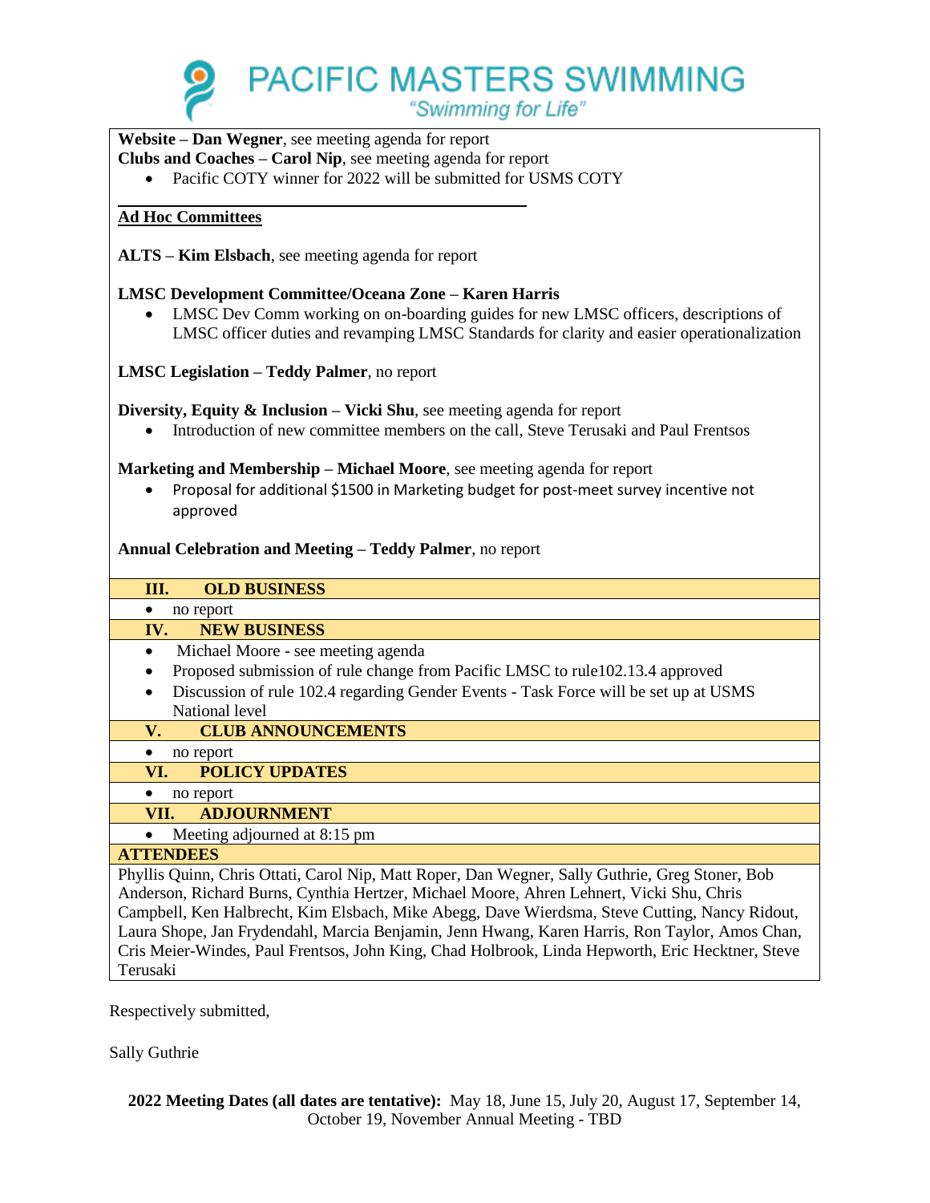**Website – Dan Wegner**, see meeting agenda for report

**Clubs and Coaches – Carol Nip**, see meeting agenda for report

- Pacific COTY winner for 2022 will be submitted for USMS COTY

**Ad Hoc Committees**

**ALTS – Kim Elsbach**, see meeting agenda for report

**LMSC Development Committee/Oceana Zone – Karen Harris**

- LMSC Dev Comm working on on-boarding guides for new LMSC officers, descriptions of LMSC officer duties and revamping LMSC Standards for clarity and easier operationalization

**LMSC Legislation – Teddy Palmer**, no report

**Diversity, Equity & Inclusion – Vicki Shu**, see meeting agenda for report

- Introduction of new committee members on the call, Steve Terusaki and Paul Frentsos

**Marketing and Membership – Michael Moore**, see meeting agenda for report

- Proposal for additional $1500 in Marketing budget for post-meet survey incentive not approved

**Annual Celebration and Meeting – Teddy Palmer**, no report

## III. OLD BUSINESS

- no report

## IV. NEW BUSINESS

- Michael Moore - see meeting agenda
- Proposed submission of rule change from Pacific LMSC to rule102.13.4 approved
- Discussion of rule 102.4 regarding Gender Events - Task Force will be set up at USMS National level

## V. CLUB ANNOUNCEMENTS

- no report

## VI. POLICY UPDATES

- no report

## VII. ADJOURNMENT

- Meeting adjourned at 8:15 pm

## ATTENDEES

Phyllis Quinn, Chris Ottati, Carol Nip, Matt Roper, Dan Wegner, Sally Guthrie, Greg Stoner, Bob Anderson, Richard Burns, Cynthia Hertzer, Michael Moore, Ahren Lehnert, Vicki Shu, Chris Campbell, Ken Halbrecht, Kim Elsbach, Mike Abegg, Dave Wierdsma, Steve Cutting, Nancy Ridout, Laura Shope, Jan Frydendahl, Marcia Benjamin, Jenn Hwang, Karen Harris, Ron Taylor, Amos Chan, Cris Meier-Windes, Paul Frentsos, John King, Chad Holbrook, Linda Hepworth, Eric Hecktner, Steve Terusaki

Respectively submitted,

Sally Guthrie

**2022 Meeting Dates (all dates are tentative):** May 18, June 15, July 20, August 17, September 14, October 19, November Annual Meeting - TBD